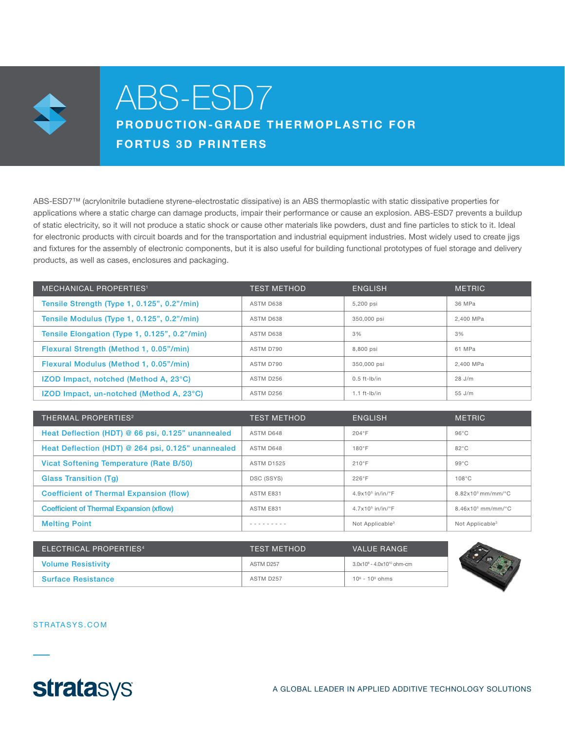# ABS-ESD7

## PRODUCTION-GRADE THERMOPLASTIC FOR FORTUS 3D PRINTERS

ABS-ESD7™ (acrylonitrile butadiene styrene-electrostatic dissipative) is an ABS thermoplastic with static dissipative properties for applications where a static charge can damage products, impair their performance or cause an explosion. ABS-ESD7 prevents a buildup of static electricity, so it will not produce a static shock or cause other materials like powders, dust and fine particles to stick to it. Ideal for electronic products with circuit boards and for the transportation and industrial equipment industries. Most widely used to create jigs and fixtures for the assembly of electronic components, but it is also useful for building functional prototypes of fuel storage and delivery products, as well as cases, enclosures and packaging.

| MECHANICAL PROPERTIES[1] | TEST METHOD | ENGLISH | METRIC |
|---|---|---|---|
| Tensile Strength (Type 1, 0.125", 0.2"/min) | ASTM D638 | 5,200 psi | 36 MPa |
| Tensile Modulus (Type 1, 0.125", 0.2"/min) | ASTM D638 | 350,000 psi | 2,400 MPa |
| Tensile Elongation (Type 1, 0.125", 0.2"/min) | ASTM D638 | 3% | 3% |
| Flexural Strength (Method 1, 0.05"/min) | ASTM D790 | 8,800 psi | 61 MPa |
| Flexural Modulus (Method 1, 0.05"/min) | ASTM D790 | 350,000 psi | 2,400 MPa |
| IZOD Impact, notched (Method A, 23°C) | ASTM D256 | 0.5 ft-lb/in | 28 J/m |
| IZOD Impact, un-notched (Method A, 23°C) | ASTM D256 | 1.1 ft-lb/in | 55 J/m |

| THERMAL PROPERTIES[2] | TEST METHOD | ENGLISH | METRIC |
|---|---|---|---|
| Heat Deflection (HDT) @ 66 psi, 0.125" unannealed | ASTM D648 | 204°F | 96°C |
| Heat Deflection (HDT) @ 264 psi, 0.125" unannealed | ASTM D648 | 180°F | 82°C |
| Vicat Softening Temperature (Rate B/50) | ASTM D1525 | 210°F | 99°C |
| Glass Transition (Tg) | DSC (SSYS) | 226°F | 108°C |
| Coefficient of Thermal Expansion (flow) | ASTM E831 | $4.9 \times 10^{5}$ in/in/°F | $8.82 \times 10^{5}$ mm/mm/°C |
| Coefficient of Thermal Expansion (xflow) | ASTM E831 | $4.7 \times 10^{5}$ in/in/°F | $8.46 \times 10^{5}$ mm/mm/°C |
| Melting Point | - - - - - - - - - | Not Applicable[3] | Not Applicable[3] |

| ELECTRICAL PROPERTIES[4] | TEST METHOD | VALUE RANGE |
|---|---|---|
| Volume Resistivity | ASTM D257 | $3.0 \times 10^{9}$ - $4.0 \times 10^{10}$ ohm-cm |
| Surface Resistance | ASTM D257 | $10^{6}$ - $10^{9}$ ohms |

STRATASYS.COM

stratasys

A GLOBAL LEADER IN APPLIED ADDITIVE TECHNOLOGY SOLUTIONS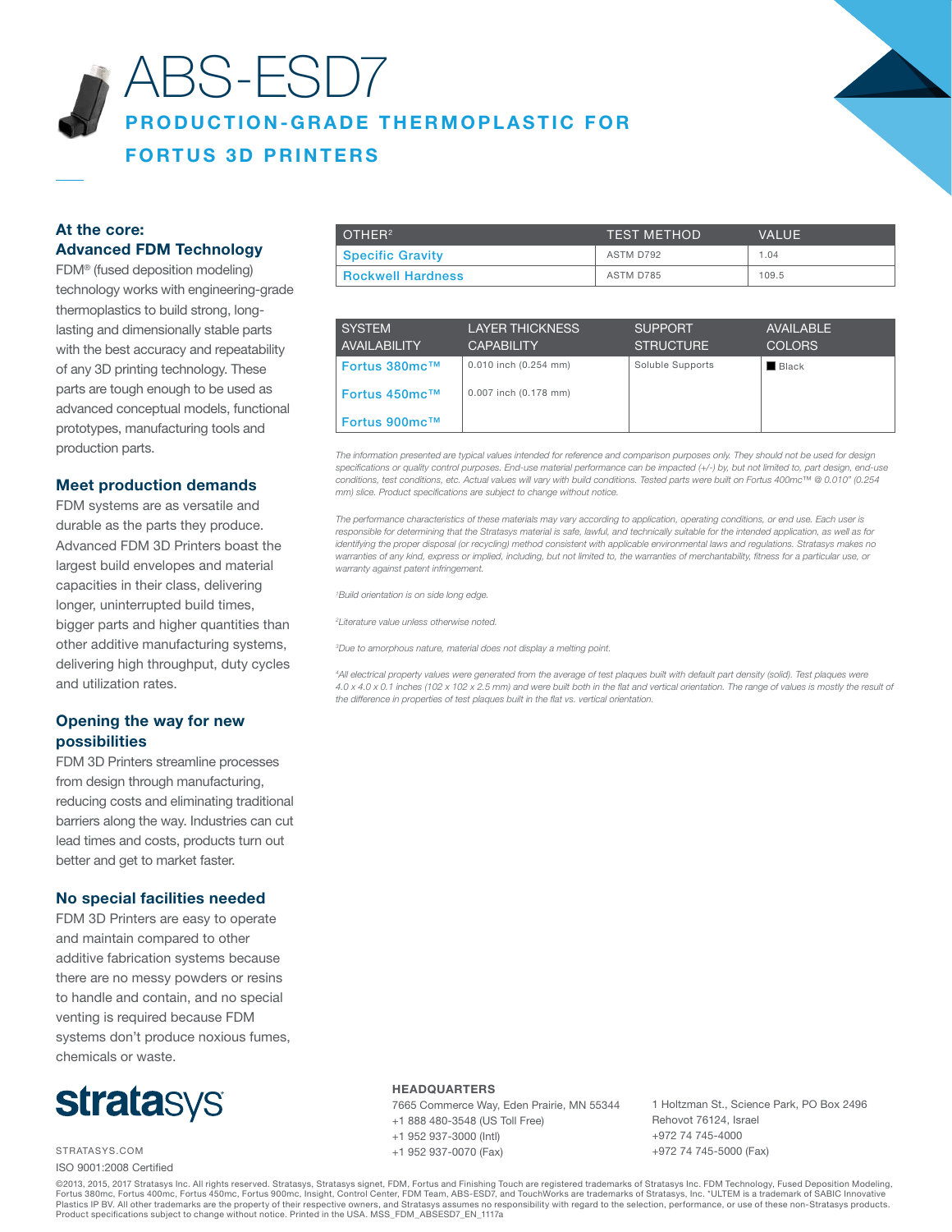# ABS-ESD7

## PRODUCTION-GRADE THERMOPLASTIC FOR FORTUS 3D PRINTERS

### At the core: Advanced FDM Technology

FDM® (fused deposition modeling) technology works with engineering-grade thermoplastics to build strong, long-lasting and dimensionally stable parts with the best accuracy and repeatability of any 3D printing technology. These parts are tough enough to be used as advanced conceptual models, functional prototypes, manufacturing tools and production parts.

### Meet production demands

FDM systems are as versatile and durable as the parts they produce. Advanced FDM 3D Printers boast the largest build envelopes and material capacities in their class, delivering longer, uninterrupted build times, bigger parts and higher quantities than other additive manufacturing systems, delivering high throughput, duty cycles and utilization rates.

### Opening the way for new possibilities

FDM 3D Printers streamline processes from design through manufacturing, reducing costs and eliminating traditional barriers along the way. Industries can cut lead times and costs, products turn out better and get to market faster.

### No special facilities needed

FDM 3D Printers are easy to operate and maintain compared to other additive fabrication systems because there are no messy powders or resins to handle and contain, and no special venting is required because FDM systems don't produce noxious fumes, chemicals or waste.

| OTHER[2] | TEST METHOD | VALUE |
|---|---|---|
| Specific Gravity | ASTM D792 | 1.04 |
| Rockwell Hardness | ASTM D785 | 109.5 |

| SYSTEM AVAILABILITY | LAYER THICKNESS CAPABILITY | SUPPORT STRUCTURE | AVAILABLE COLORS |
|---|---|---|---|
| Fortus 380mc™ | 0.010 inch (0.254 mm) | Soluble Supports | ■ Black |
| Fortus 450mc™ | 0.007 inch (0.178 mm) | | |
| Fortus 900mc™ | | | |

*The information presented are typical values intended for reference and comparison purposes only. They should not be used for design specifications or quality control purposes. End-use material performance can be impacted (+/-) by, but not limited to, part design, end-use conditions, test conditions, etc. Actual values will vary with build conditions. Tested parts were built on Fortus 400mc™ @ 0.010" (0.254 mm) slice. Product specifications are subject to change without notice.*

*The performance characteristics of these materials may vary according to application, operating conditions, or end use. Each user is responsible for determining that the Stratasys material is safe, lawful, and technically suitable for the intended application, as well as for identifying the proper disposal (or recycling) method consistent with applicable environmental laws and regulations. Stratasys makes no warranties of any kind, express or implied, including, but not limited to, the warranties of merchantability, fitness for a particular use, or warranty against patent infringement.*

*[1]Build orientation is on side long edge.*

*[2]Literature value unless otherwise noted.*

*[3]Due to amorphous nature, material does not display a melting point.*

*[4]All electrical property values were generated from the average of test plaques built with default part density (solid). Test plaques were 4.0 x 4.0 x 0.1 inches (102 x 102 x 2.5 mm) and were built both in the flat and vertical orientation. The range of values is mostly the result of the difference in properties of test plaques built in the flat vs. vertical orientation.*

stratasys

STRATASYS.COM

ISO 9001:2008 Certified

**HEADQUARTERS**

7665 Commerce Way, Eden Prairie, MN 55344
+1 888 480-3548 (US Toll Free)
+1 952 937-3000 (Intl)
+1 952 937-0070 (Fax)

1 Holtzman St., Science Park, PO Box 2496
Rehovot 76124, Israel
+972 74 745-4000
+972 74 745-5000 (Fax)

©2013, 2015, 2017 Stratasys Inc. All rights reserved. Stratasys, Stratasys signet, FDM, Fortus and Finishing Touch are registered trademarks of Stratasys Inc. FDM Technology, Fused Deposition Modeling, Fortus 380mc, Fortus 400mc, Fortus 450mc, Fortus 900mc, Insight, Control Center, FDM Team, ABS-ESD7, and TouchWorks are trademarks of Stratasys, Inc. *ULTEM is a trademark of SABIC Innovative Plastics IP BV. All other trademarks are the property of their respective owners, and Stratasys assumes no responsibility with regard to the selection, performance, or use of these non-Stratasys products. Product specifications subject to change without notice. Printed in the USA. MSS_FDM_ABSESD7_EN_1117a